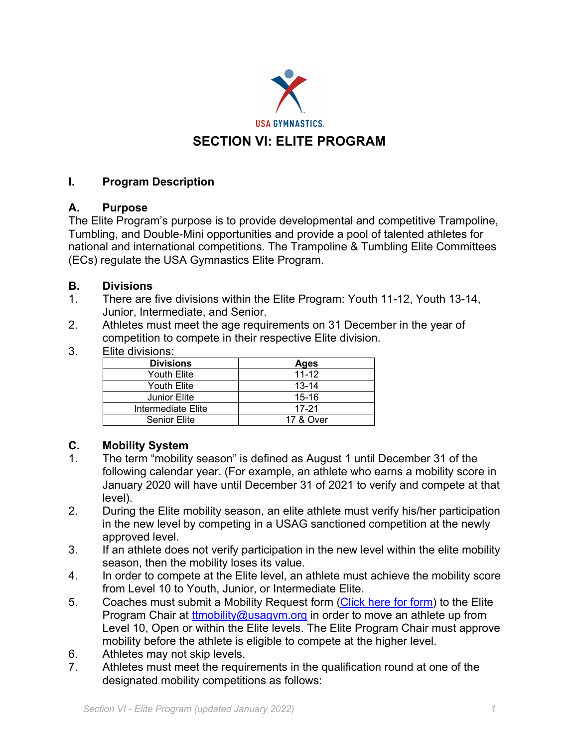USA GYMNASTICS.

# SECTION VI: ELITE PROGRAM

## I. Program Description

### A. Purpose

The Elite Program's purpose is to provide developmental and competitive Trampoline, Tumbling, and Double-Mini opportunities and provide a pool of talented athletes for national and international competitions. The Trampoline & Tumbling Elite Committees (ECs) regulate the USA Gymnastics Elite Program.

### B. Divisions

1. There are five divisions within the Elite Program: Youth 11-12, Youth 13-14, Junior, Intermediate, and Senior.
2. Athletes must meet the age requirements on 31 December in the year of competition to compete in their respective Elite division.
3. Elite divisions:

| Divisions | Ages |
|---|---|
| Youth Elite | 11-12 |
| Youth Elite | 13-14 |
| Junior Elite | 15-16 |
| Intermediate Elite | 17-21 |
| Senior Elite | 17 & Over |

### C. Mobility System

1. The term "mobility season" is defined as August 1 until December 31 of the following calendar year. (For example, an athlete who earns a mobility score in January 2020 will have until December 31 of 2021 to verify and compete at that level).
2. During the Elite mobility season, an elite athlete must verify his/her participation in the new level by competing in a USAG sanctioned competition at the newly approved level.
3. If an athlete does not verify participation in the new level within the elite mobility season, then the mobility loses its value.
4. In order to compete at the Elite level, an athlete must achieve the mobility score from Level 10 to Youth, Junior, or Intermediate Elite.
5. Coaches must submit a Mobility Request form (Click here for form) to the Elite Program Chair at ttmobility@usagym.org in order to move an athlete up from Level 10, Open or within the Elite levels. The Elite Program Chair must approve mobility before the athlete is eligible to compete at the higher level.
6. Athletes may not skip levels.
7. Athletes must meet the requirements in the qualification round at one of the designated mobility competitions as follows: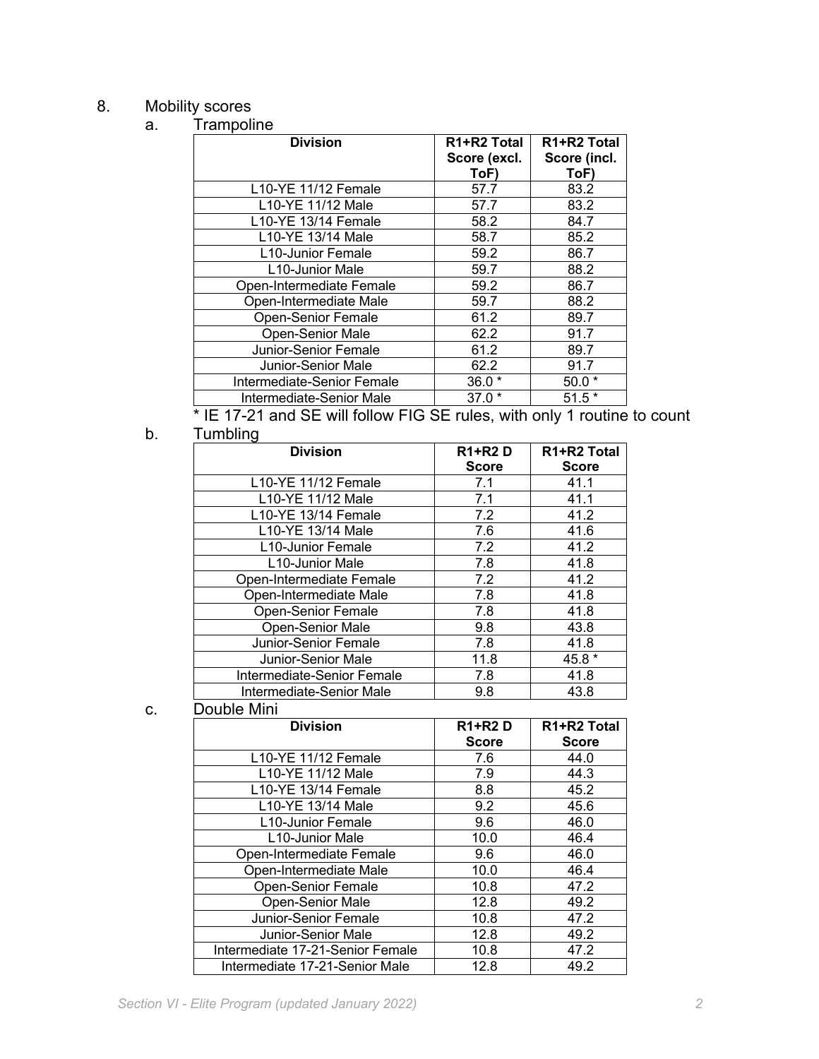8. Mobility scores

a. Trampoline

| Division | R1+R2 Total Score (excl. ToF) | R1+R2 Total Score (incl. ToF) |
|---|---|---|
| L10-YE 11/12 Female | 57.7 | 83.2 |
| L10-YE 11/12 Male | 57.7 | 83.2 |
| L10-YE 13/14 Female | 58.2 | 84.7 |
| L10-YE 13/14 Male | 58.7 | 85.2 |
| L10-Junior Female | 59.2 | 86.7 |
| L10-Junior Male | 59.7 | 88.2 |
| Open-Intermediate Female | 59.2 | 86.7 |
| Open-Intermediate Male | 59.7 | 88.2 |
| Open-Senior Female | 61.2 | 89.7 |
| Open-Senior Male | 62.2 | 91.7 |
| Junior-Senior Female | 61.2 | 89.7 |
| Junior-Senior Male | 62.2 | 91.7 |
| Intermediate-Senior Female | 36.0 * | 50.0 * |
| Intermediate-Senior Male | 37.0 * | 51.5 * |

\* IE 17-21 and SE will follow FIG SE rules, with only 1 routine to count

b. Tumbling

| Division | R1+R2 D Score | R1+R2 Total Score |
|---|---|---|
| L10-YE 11/12 Female | 7.1 | 41.1 |
| L10-YE 11/12 Male | 7.1 | 41.1 |
| L10-YE 13/14 Female | 7.2 | 41.2 |
| L10-YE 13/14 Male | 7.6 | 41.6 |
| L10-Junior Female | 7.2 | 41.2 |
| L10-Junior Male | 7.8 | 41.8 |
| Open-Intermediate Female | 7.2 | 41.2 |
| Open-Intermediate Male | 7.8 | 41.8 |
| Open-Senior Female | 7.8 | 41.8 |
| Open-Senior Male | 9.8 | 43.8 |
| Junior-Senior Female | 7.8 | 41.8 |
| Junior-Senior Male | 11.8 | 45.8 * |
| Intermediate-Senior Female | 7.8 | 41.8 |
| Intermediate-Senior Male | 9.8 | 43.8 |

c. Double Mini

| Division | R1+R2 D Score | R1+R2 Total Score |
|---|---|---|
| L10-YE 11/12 Female | 7.6 | 44.0 |
| L10-YE 11/12 Male | 7.9 | 44.3 |
| L10-YE 13/14 Female | 8.8 | 45.2 |
| L10-YE 13/14 Male | 9.2 | 45.6 |
| L10-Junior Female | 9.6 | 46.0 |
| L10-Junior Male | 10.0 | 46.4 |
| Open-Intermediate Female | 9.6 | 46.0 |
| Open-Intermediate Male | 10.0 | 46.4 |
| Open-Senior Female | 10.8 | 47.2 |
| Open-Senior Male | 12.8 | 49.2 |
| Junior-Senior Female | 10.8 | 47.2 |
| Junior-Senior Male | 12.8 | 49.2 |
| Intermediate 17-21-Senior Female | 10.8 | 47.2 |
| Intermediate 17-21-Senior Male | 12.8 | 49.2 |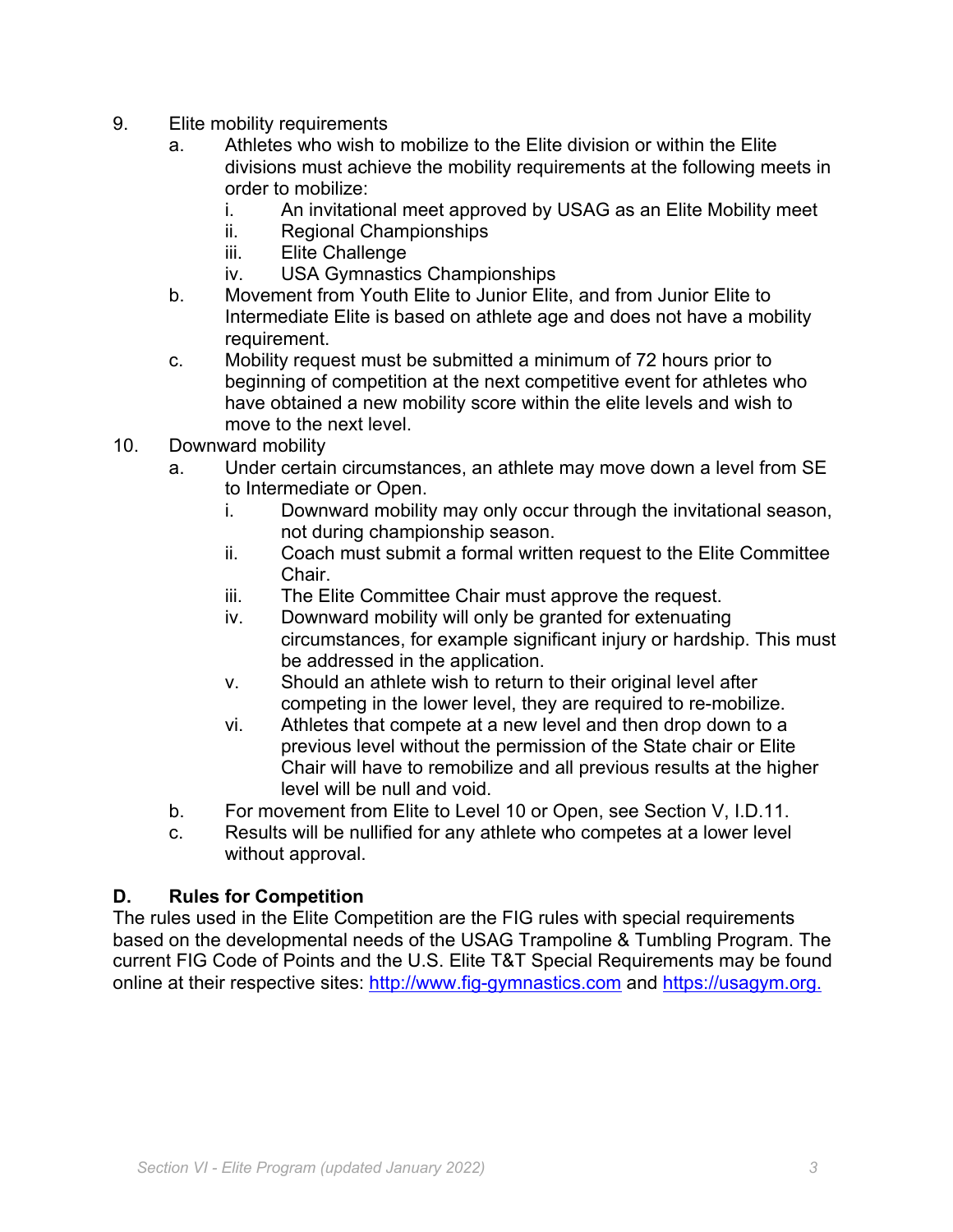9. Elite mobility requirements
    a. Athletes who wish to mobilize to the Elite division or within the Elite divisions must achieve the mobility requirements at the following meets in order to mobilize:
        i. An invitational meet approved by USAG as an Elite Mobility meet
        ii. Regional Championships
        iii. Elite Challenge
        iv. USA Gymnastics Championships
    b. Movement from Youth Elite to Junior Elite, and from Junior Elite to Intermediate Elite is based on athlete age and does not have a mobility requirement.
    c. Mobility request must be submitted a minimum of 72 hours prior to beginning of competition at the next competitive event for athletes who have obtained a new mobility score within the elite levels and wish to move to the next level.
10. Downward mobility
    a. Under certain circumstances, an athlete may move down a level from SE to Intermediate or Open.
        i. Downward mobility may only occur through the invitational season, not during championship season.
        ii. Coach must submit a formal written request to the Elite Committee Chair.
        iii. The Elite Committee Chair must approve the request.
        iv. Downward mobility will only be granted for extenuating circumstances, for example significant injury or hardship. This must be addressed in the application.
        v. Should an athlete wish to return to their original level after competing in the lower level, they are required to re-mobilize.
        vi. Athletes that compete at a new level and then drop down to a previous level without the permission of the State chair or Elite Chair will have to remobilize and all previous results at the higher level will be null and void.
    b. For movement from Elite to Level 10 or Open, see Section V, I.D.11.
    c. Results will be nullified for any athlete who competes at a lower level without approval.

### D. Rules for Competition

The rules used in the Elite Competition are the FIG rules with special requirements based on the developmental needs of the USAG Trampoline & Tumbling Program. The current FIG Code of Points and the U.S. Elite T&T Special Requirements may be found online at their respective sites: http://www.fig-gymnastics.com and https://usagym.org.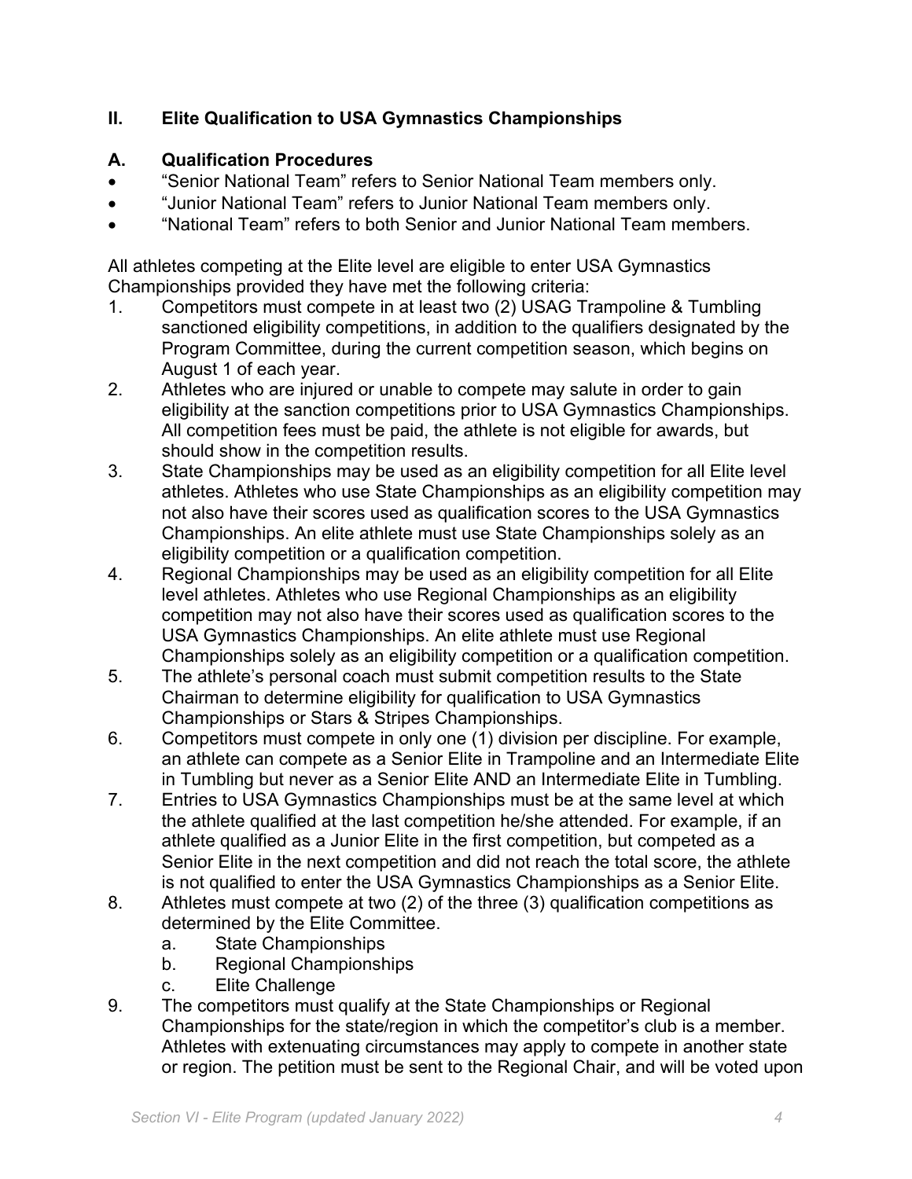## II. Elite Qualification to USA Gymnastics Championships

### A. Qualification Procedures

- "Senior National Team" refers to Senior National Team members only.
- "Junior National Team" refers to Junior National Team members only.
- "National Team" refers to both Senior and Junior National Team members.

All athletes competing at the Elite level are eligible to enter USA Gymnastics Championships provided they have met the following criteria:

1. Competitors must compete in at least two (2) USAG Trampoline & Tumbling sanctioned eligibility competitions, in addition to the qualifiers designated by the Program Committee, during the current competition season, which begins on August 1 of each year.
2. Athletes who are injured or unable to compete may salute in order to gain eligibility at the sanction competitions prior to USA Gymnastics Championships. All competition fees must be paid, the athlete is not eligible for awards, but should show in the competition results.
3. State Championships may be used as an eligibility competition for all Elite level athletes. Athletes who use State Championships as an eligibility competition may not also have their scores used as qualification scores to the USA Gymnastics Championships. An elite athlete must use State Championships solely as an eligibility competition or a qualification competition.
4. Regional Championships may be used as an eligibility competition for all Elite level athletes. Athletes who use Regional Championships as an eligibility competition may not also have their scores used as qualification scores to the USA Gymnastics Championships. An elite athlete must use Regional Championships solely as an eligibility competition or a qualification competition.
5. The athlete's personal coach must submit competition results to the State Chairman to determine eligibility for qualification to USA Gymnastics Championships or Stars & Stripes Championships.
6. Competitors must compete in only one (1) division per discipline. For example, an athlete can compete as a Senior Elite in Trampoline and an Intermediate Elite in Tumbling but never as a Senior Elite AND an Intermediate Elite in Tumbling.
7. Entries to USA Gymnastics Championships must be at the same level at which the athlete qualified at the last competition he/she attended. For example, if an athlete qualified as a Junior Elite in the first competition, but competed as a Senior Elite in the next competition and did not reach the total score, the athlete is not qualified to enter the USA Gymnastics Championships as a Senior Elite.
8. Athletes must compete at two (2) of the three (3) qualification competitions as determined by the Elite Committee.
   a. State Championships
   b. Regional Championships
   c. Elite Challenge
9. The competitors must qualify at the State Championships or Regional Championships for the state/region in which the competitor's club is a member. Athletes with extenuating circumstances may apply to compete in another state or region. The petition must be sent to the Regional Chair, and will be voted upon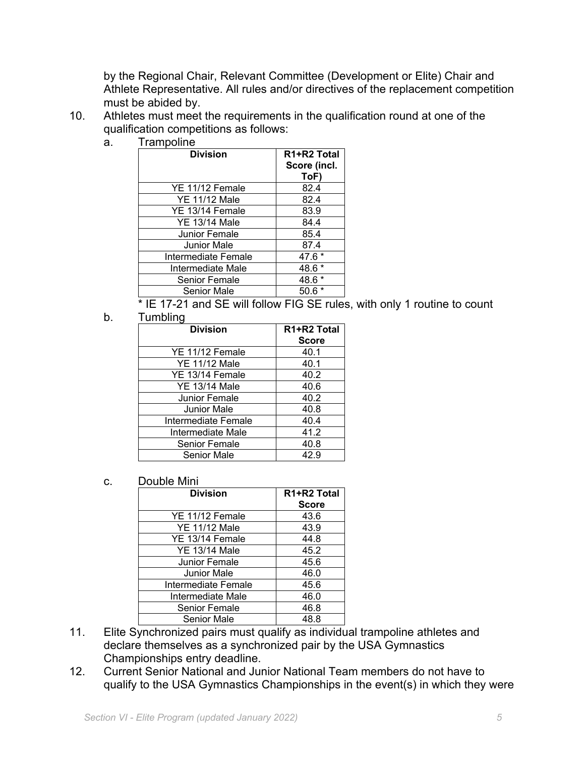by the Regional Chair, Relevant Committee (Development or Elite) Chair and Athlete Representative. All rules and/or directives of the replacement competition must be abided by.

10. Athletes must meet the requirements in the qualification round at one of the qualification competitions as follows:

    a. Trampoline

    | Division | R1+R2 Total Score (incl. ToF) |
    |---|---|
    | YE 11/12 Female | 82.4 |
    | YE 11/12 Male | 82.4 |
    | YE 13/14 Female | 83.9 |
    | YE 13/14 Male | 84.4 |
    | Junior Female | 85.4 |
    | Junior Male | 87.4 |
    | Intermediate Female | 47.6 * |
    | Intermediate Male | 48.6 * |
    | Senior Female | 48.6 * |
    | Senior Male | 50.6 * |

    * IE 17-21 and SE will follow FIG SE rules, with only 1 routine to count

    b. Tumbling

    | Division | R1+R2 Total Score |
    |---|---|
    | YE 11/12 Female | 40.1 |
    | YE 11/12 Male | 40.1 |
    | YE 13/14 Female | 40.2 |
    | YE 13/14 Male | 40.6 |
    | Junior Female | 40.2 |
    | Junior Male | 40.8 |
    | Intermediate Female | 40.4 |
    | Intermediate Male | 41.2 |
    | Senior Female | 40.8 |
    | Senior Male | 42.9 |

    c. Double Mini

    | Division | R1+R2 Total Score |
    |---|---|
    | YE 11/12 Female | 43.6 |
    | YE 11/12 Male | 43.9 |
    | YE 13/14 Female | 44.8 |
    | YE 13/14 Male | 45.2 |
    | Junior Female | 45.6 |
    | Junior Male | 46.0 |
    | Intermediate Female | 45.6 |
    | Intermediate Male | 46.0 |
    | Senior Female | 46.8 |
    | Senior Male | 48.8 |

11. Elite Synchronized pairs must qualify as individual trampoline athletes and declare themselves as a synchronized pair by the USA Gymnastics Championships entry deadline.

12. Current Senior National and Junior National Team members do not have to qualify to the USA Gymnastics Championships in the event(s) in which they were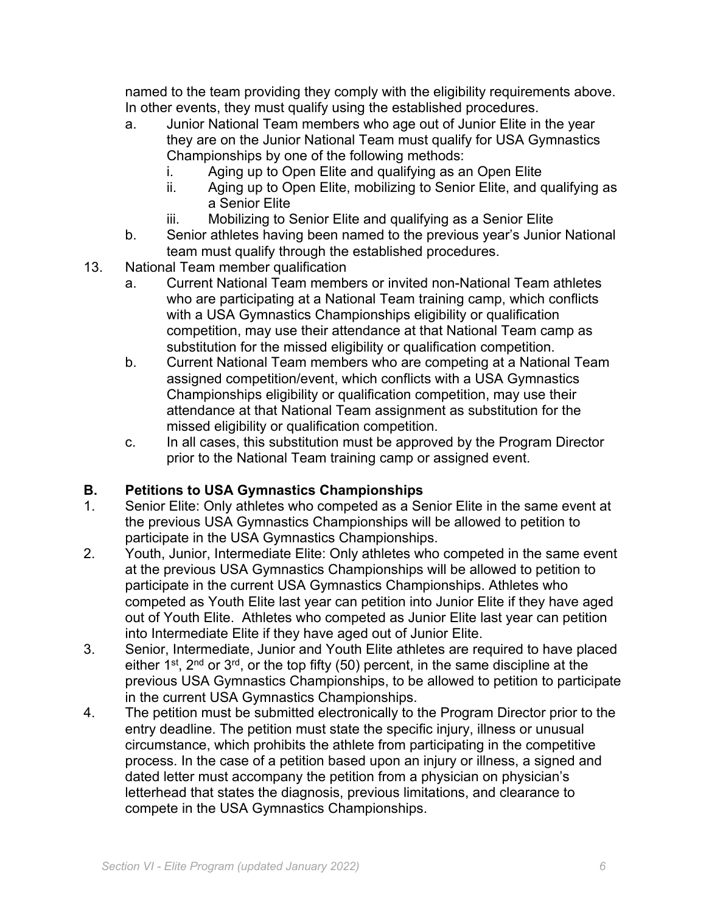named to the team providing they comply with the eligibility requirements above. In other events, they must qualify using the established procedures.

   a. Junior National Team members who age out of Junior Elite in the year they are on the Junior National Team must qualify for USA Gymnastics Championships by one of the following methods:
      i. Aging up to Open Elite and qualifying as an Open Elite
      ii. Aging up to Open Elite, mobilizing to Senior Elite, and qualifying as a Senior Elite
      iii. Mobilizing to Senior Elite and qualifying as a Senior Elite
   b. Senior athletes having been named to the previous year's Junior National team must qualify through the established procedures.

13. National Team member qualification
   a. Current National Team members or invited non-National Team athletes who are participating at a National Team training camp, which conflicts with a USA Gymnastics Championships eligibility or qualification competition, may use their attendance at that National Team camp as substitution for the missed eligibility or qualification competition.
   b. Current National Team members who are competing at a National Team assigned competition/event, which conflicts with a USA Gymnastics Championships eligibility or qualification competition, may use their attendance at that National Team assignment as substitution for the missed eligibility or qualification competition.
   c. In all cases, this substitution must be approved by the Program Director prior to the National Team training camp or assigned event.

## B. Petitions to USA Gymnastics Championships

1. Senior Elite: Only athletes who competed as a Senior Elite in the same event at the previous USA Gymnastics Championships will be allowed to petition to participate in the USA Gymnastics Championships.
2. Youth, Junior, Intermediate Elite: Only athletes who competed in the same event at the previous USA Gymnastics Championships will be allowed to petition to participate in the current USA Gymnastics Championships. Athletes who competed as Youth Elite last year can petition into Junior Elite if they have aged out of Youth Elite. Athletes who competed as Junior Elite last year can petition into Intermediate Elite if they have aged out of Junior Elite.
3. Senior, Intermediate, Junior and Youth Elite athletes are required to have placed either 1st, 2nd or 3rd, or the top fifty (50) percent, in the same discipline at the previous USA Gymnastics Championships, to be allowed to petition to participate in the current USA Gymnastics Championships.
4. The petition must be submitted electronically to the Program Director prior to the entry deadline. The petition must state the specific injury, illness or unusual circumstance, which prohibits the athlete from participating in the competitive process. In the case of a petition based upon an injury or illness, a signed and dated letter must accompany the petition from a physician on physician's letterhead that states the diagnosis, previous limitations, and clearance to compete in the USA Gymnastics Championships.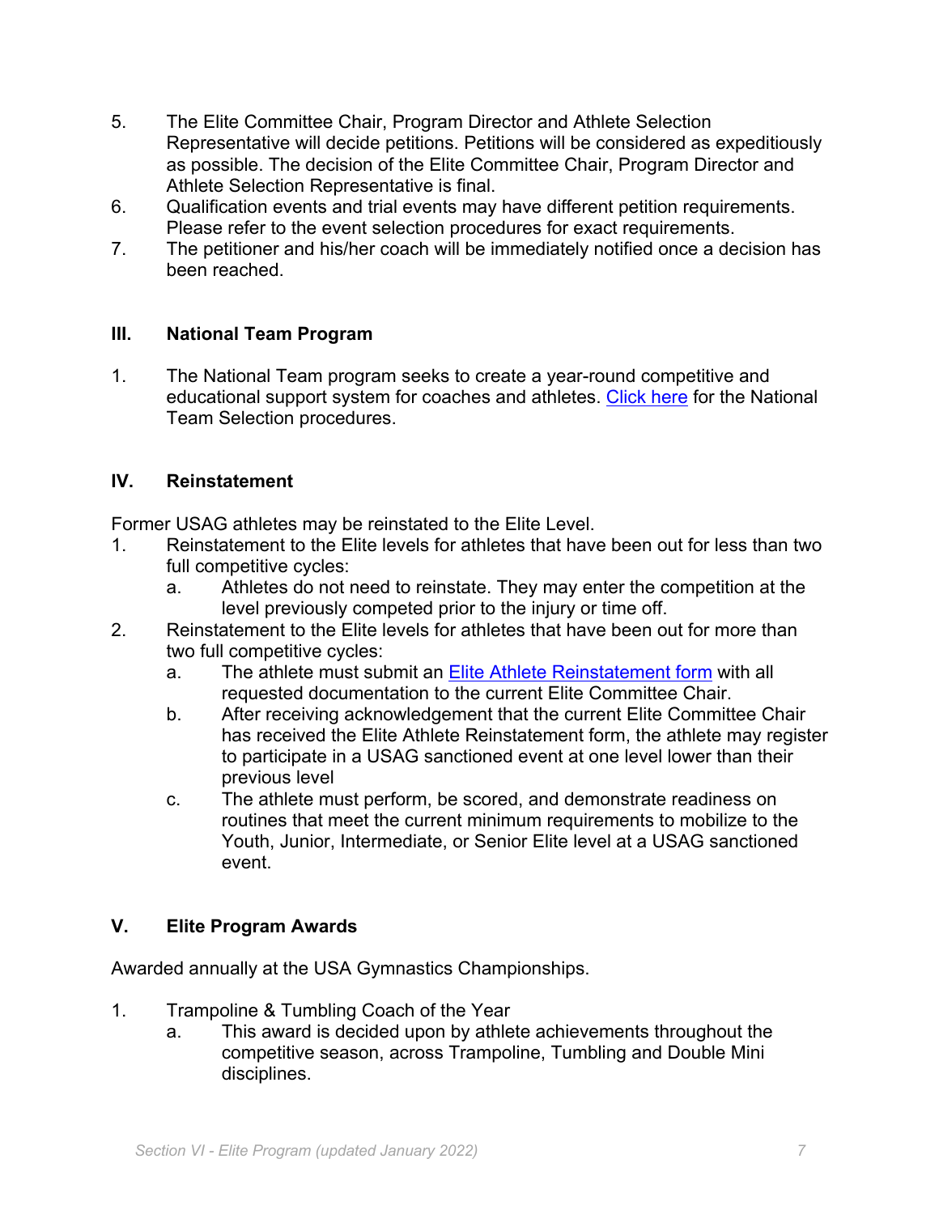5. The Elite Committee Chair, Program Director and Athlete Selection Representative will decide petitions. Petitions will be considered as expeditiously as possible. The decision of the Elite Committee Chair, Program Director and Athlete Selection Representative is final.
6. Qualification events and trial events may have different petition requirements. Please refer to the event selection procedures for exact requirements.
7. The petitioner and his/her coach will be immediately notified once a decision has been reached.

## III. National Team Program

1. The National Team program seeks to create a year-round competitive and educational support system for coaches and athletes. Click here for the National Team Selection procedures.

## IV. Reinstatement

Former USAG athletes may be reinstated to the Elite Level.

1. Reinstatement to the Elite levels for athletes that have been out for less than two full competitive cycles:
   a. Athletes do not need to reinstate. They may enter the competition at the level previously competed prior to the injury or time off.
2. Reinstatement to the Elite levels for athletes that have been out for more than two full competitive cycles:
   a. The athlete must submit an Elite Athlete Reinstatement form with all requested documentation to the current Elite Committee Chair.
   b. After receiving acknowledgement that the current Elite Committee Chair has received the Elite Athlete Reinstatement form, the athlete may register to participate in a USAG sanctioned event at one level lower than their previous level
   c. The athlete must perform, be scored, and demonstrate readiness on routines that meet the current minimum requirements to mobilize to the Youth, Junior, Intermediate, or Senior Elite level at a USAG sanctioned event.

## V. Elite Program Awards

Awarded annually at the USA Gymnastics Championships.

1. Trampoline & Tumbling Coach of the Year
   a. This award is decided upon by athlete achievements throughout the competitive season, across Trampoline, Tumbling and Double Mini disciplines.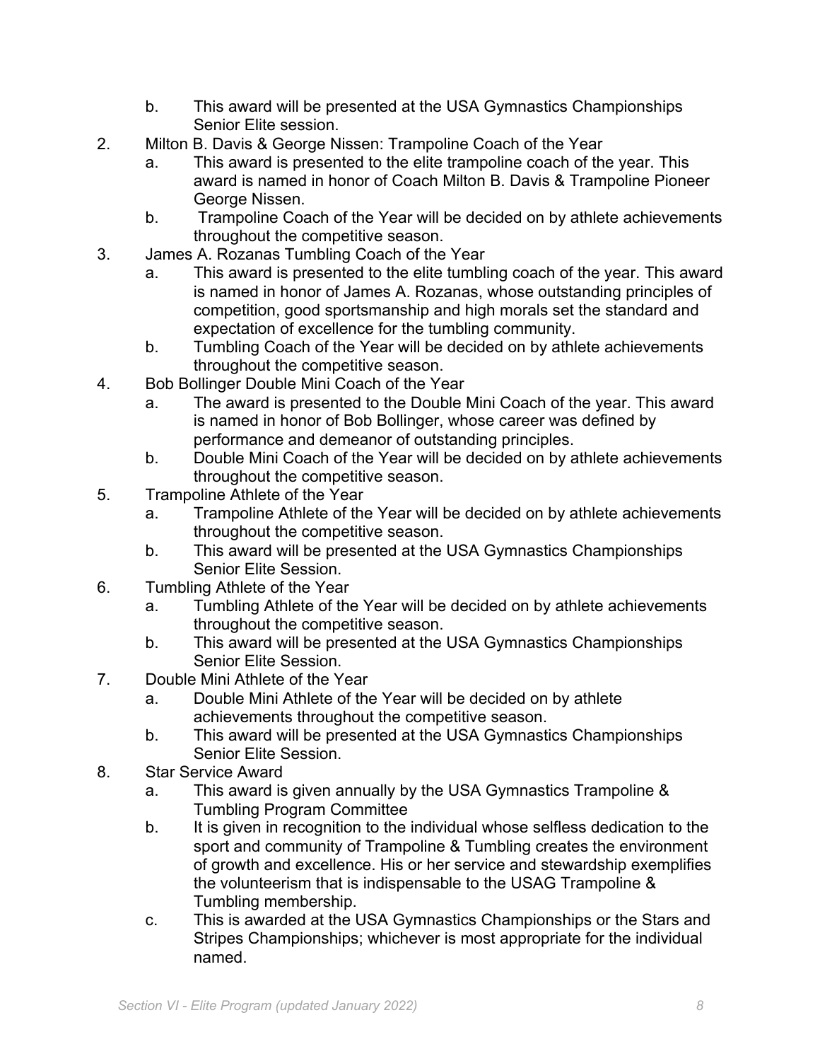b. This award will be presented at the USA Gymnastics Championships Senior Elite session.

2. Milton B. Davis & George Nissen: Trampoline Coach of the Year
   a. This award is presented to the elite trampoline coach of the year. This award is named in honor of Coach Milton B. Davis & Trampoline Pioneer George Nissen.
   b. Trampoline Coach of the Year will be decided on by athlete achievements throughout the competitive season.
3. James A. Rozanas Tumbling Coach of the Year
   a. This award is presented to the elite tumbling coach of the year. This award is named in honor of James A. Rozanas, whose outstanding principles of competition, good sportsmanship and high morals set the standard and expectation of excellence for the tumbling community.
   b. Tumbling Coach of the Year will be decided on by athlete achievements throughout the competitive season.
4. Bob Bollinger Double Mini Coach of the Year
   a. The award is presented to the Double Mini Coach of the year. This award is named in honor of Bob Bollinger, whose career was defined by performance and demeanor of outstanding principles.
   b. Double Mini Coach of the Year will be decided on by athlete achievements throughout the competitive season.
5. Trampoline Athlete of the Year
   a. Trampoline Athlete of the Year will be decided on by athlete achievements throughout the competitive season.
   b. This award will be presented at the USA Gymnastics Championships Senior Elite Session.
6. Tumbling Athlete of the Year
   a. Tumbling Athlete of the Year will be decided on by athlete achievements throughout the competitive season.
   b. This award will be presented at the USA Gymnastics Championships Senior Elite Session.
7. Double Mini Athlete of the Year
   a. Double Mini Athlete of the Year will be decided on by athlete achievements throughout the competitive season.
   b. This award will be presented at the USA Gymnastics Championships Senior Elite Session.
8. Star Service Award
   a. This award is given annually by the USA Gymnastics Trampoline & Tumbling Program Committee
   b. It is given in recognition to the individual whose selfless dedication to the sport and community of Trampoline & Tumbling creates the environment of growth and excellence. His or her service and stewardship exemplifies the volunteerism that is indispensable to the USAG Trampoline & Tumbling membership.
   c. This is awarded at the USA Gymnastics Championships or the Stars and Stripes Championships; whichever is most appropriate for the individual named.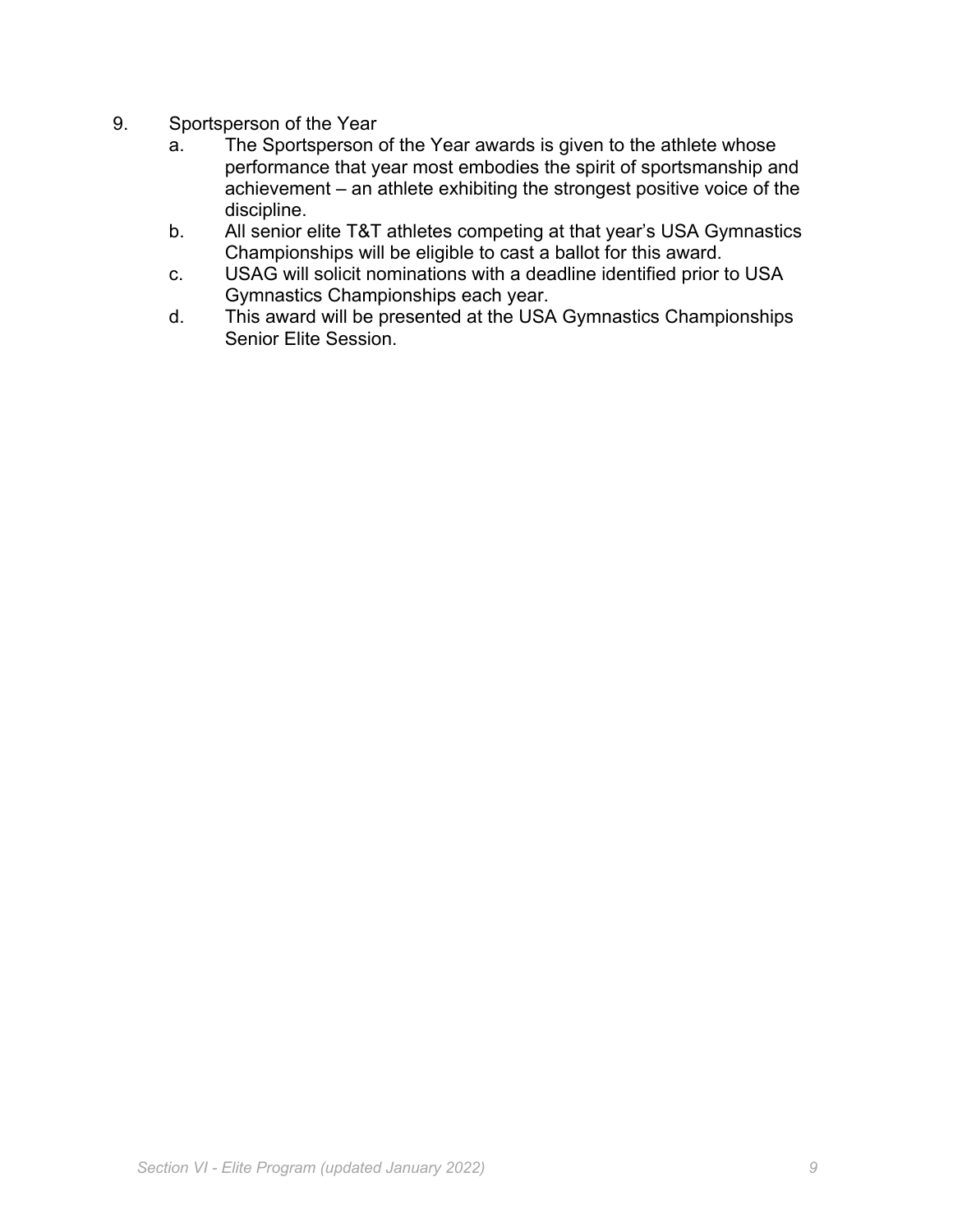9. Sportsperson of the Year
   a. The Sportsperson of the Year awards is given to the athlete whose performance that year most embodies the spirit of sportsmanship and achievement – an athlete exhibiting the strongest positive voice of the discipline.
   b. All senior elite T&T athletes competing at that year's USA Gymnastics Championships will be eligible to cast a ballot for this award.
   c. USAG will solicit nominations with a deadline identified prior to USA Gymnastics Championships each year.
   d. This award will be presented at the USA Gymnastics Championships Senior Elite Session.